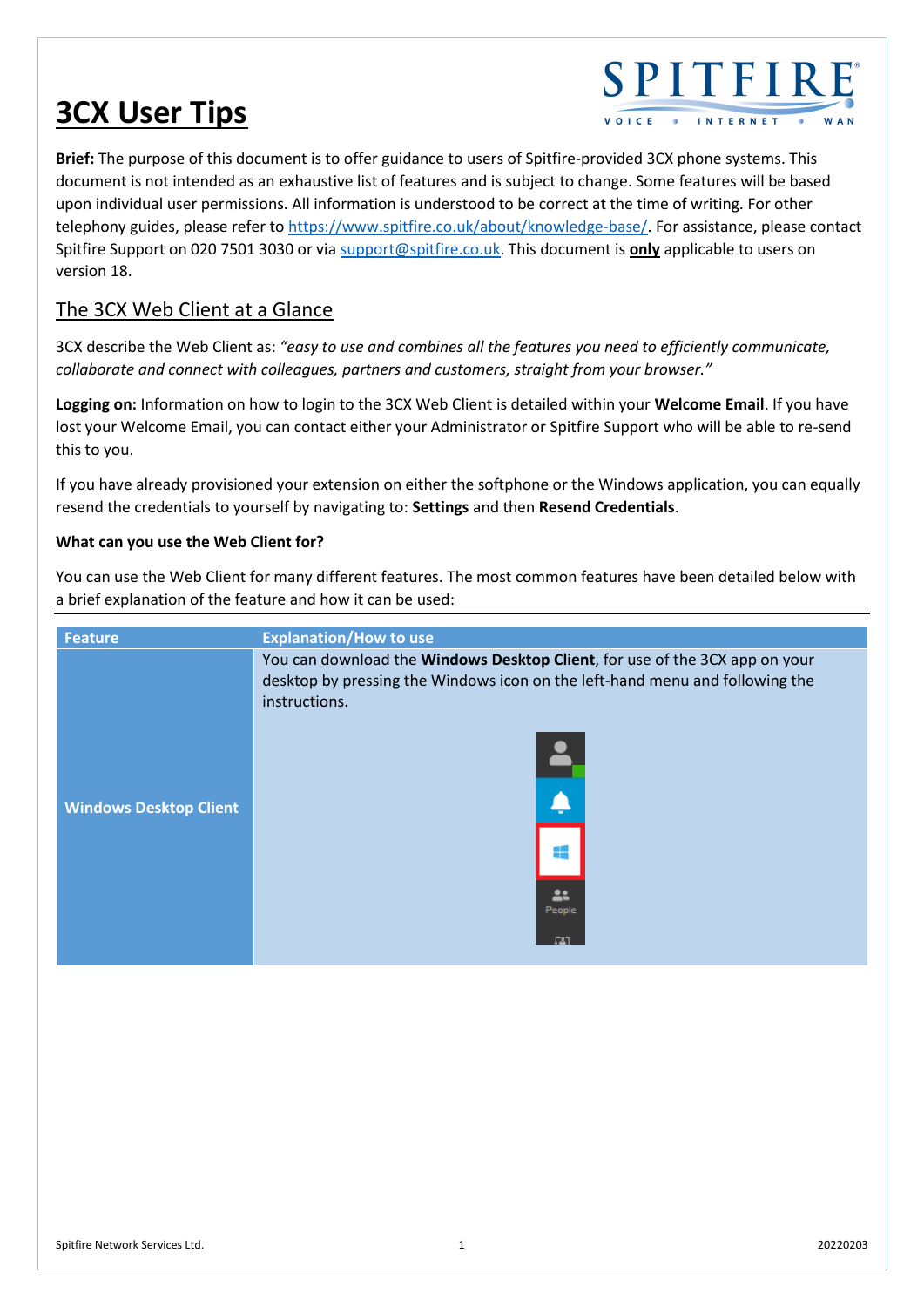# 3CX User Tips

**Brief:** The purpose of this document is to offer guidance to users of Spitfire-provided 3CX phone systems. This document is not intended as an exhaustive list of features and is subject to change. Some features will be based upon individual user permissions. All information is understood to be correct at the time of writing. For other telephony guides, please refer to https://www.spitfire.co.uk/about/knowledge-base/. For assistance, please contact Spitfire Support on 020 7501 3030 or via support@spitfire.co.uk. This document is **only** applicable to users on version 18.

## The 3CX Web Client at a Glance

3CX describe the Web Client as: *"easy to use and combines all the features you need to efficiently communicate, collaborate and connect with colleagues, partners and customers, straight from your browser."*

**Logging on:** Information on how to login to the 3CX Web Client is detailed within your **Welcome Email**. If you have lost your Welcome Email, you can contact either your Administrator or Spitfire Support who will be able to re-send this to you.

If you have already provisioned your extension on either the softphone or the Windows application, you can equally resend the credentials to yourself by navigating to: **Settings** and then **Resend Credentials**.

**What can you use the Web Client for?**

You can use the Web Client for many different features. The most common features have been detailed below with a brief explanation of the feature and how it can be used:

| Feature | Explanation/How to use |
|---|---|
| Windows Desktop Client | You can download the **Windows Desktop Client**, for use of the 3CX app on your desktop by pressing the Windows icon on the left-hand menu and following the instructions. |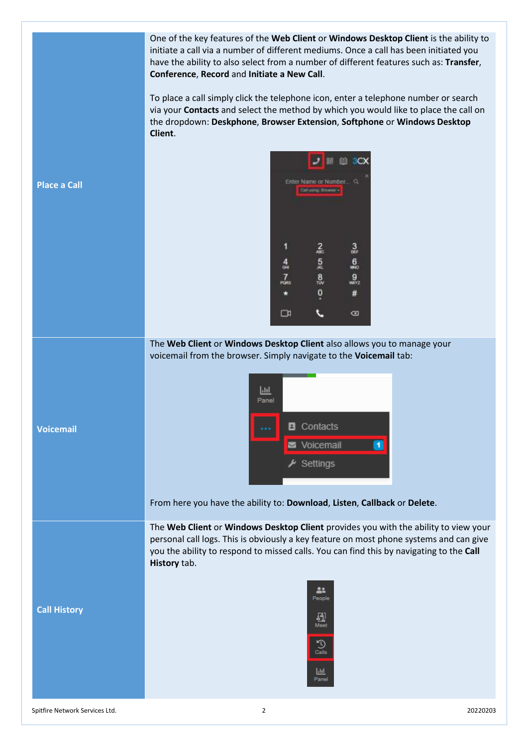| | |
|---|---|
| **Place a Call** | One of the key features of the **Web Client** or **Windows Desktop Client** is the ability to initiate a call via a number of different mediums. Once a call has been initiated you have the ability to also select from a number of different features such as: **Transfer**, **Conference**, **Record** and **Initiate a New Call**.<br><br>To place a call simply click the telephone icon, enter a telephone number or search via your **Contacts** and select the method by which you would like to place the call on the dropdown: **Deskphone**, **Browser Extension**, **Softphone** or **Windows Desktop Client**. |
| **Voicemail** | The **Web Client** or **Windows Desktop Client** also allows you to manage your voicemail from the browser. Simply navigate to the **Voicemail** tab:<br><br>From here you have the ability to: **Download**, **Listen**, **Callback** or **Delete**. |
| **Call History** | The **Web Client** or **Windows Desktop Client** provides you with the ability to view your personal call logs. This is obviously a key feature on most phone systems and can give you the ability to respond to missed calls. You can find this by navigating to the **Call History** tab. |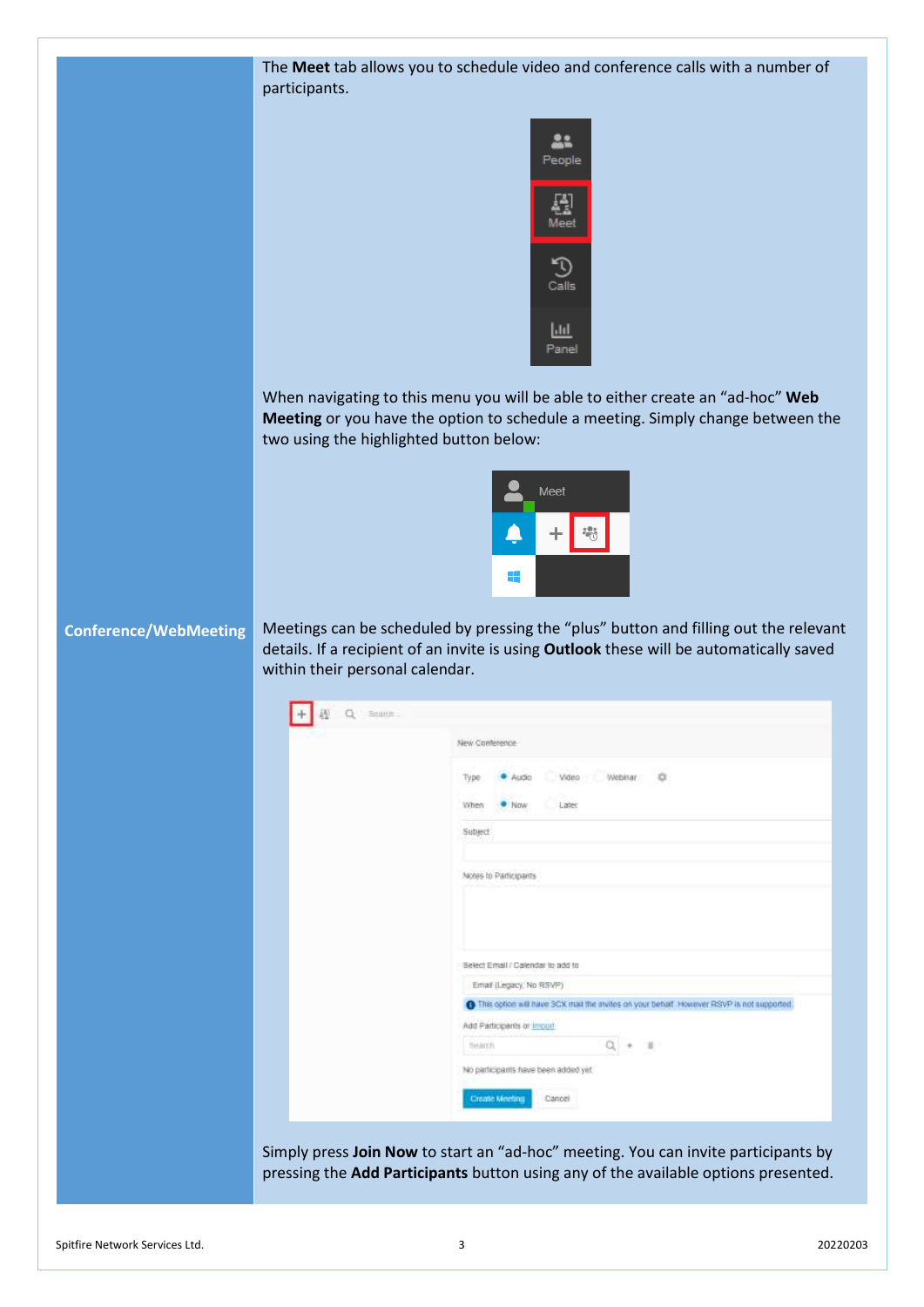**Conference/WebMeeting**

The **Meet** tab allows you to schedule video and conference calls with a number of participants.

When navigating to this menu you will be able to either create an "ad-hoc" **Web Meeting** or you have the option to schedule a meeting. Simply change between the two using the highlighted button below:

Meetings can be scheduled by pressing the "plus" button and filling out the relevant details. If a recipient of an invite is using **Outlook** these will be automatically saved within their personal calendar.

Simply press **Join Now** to start an "ad-hoc" meeting. You can invite participants by pressing the **Add Participants** button using any of the available options presented.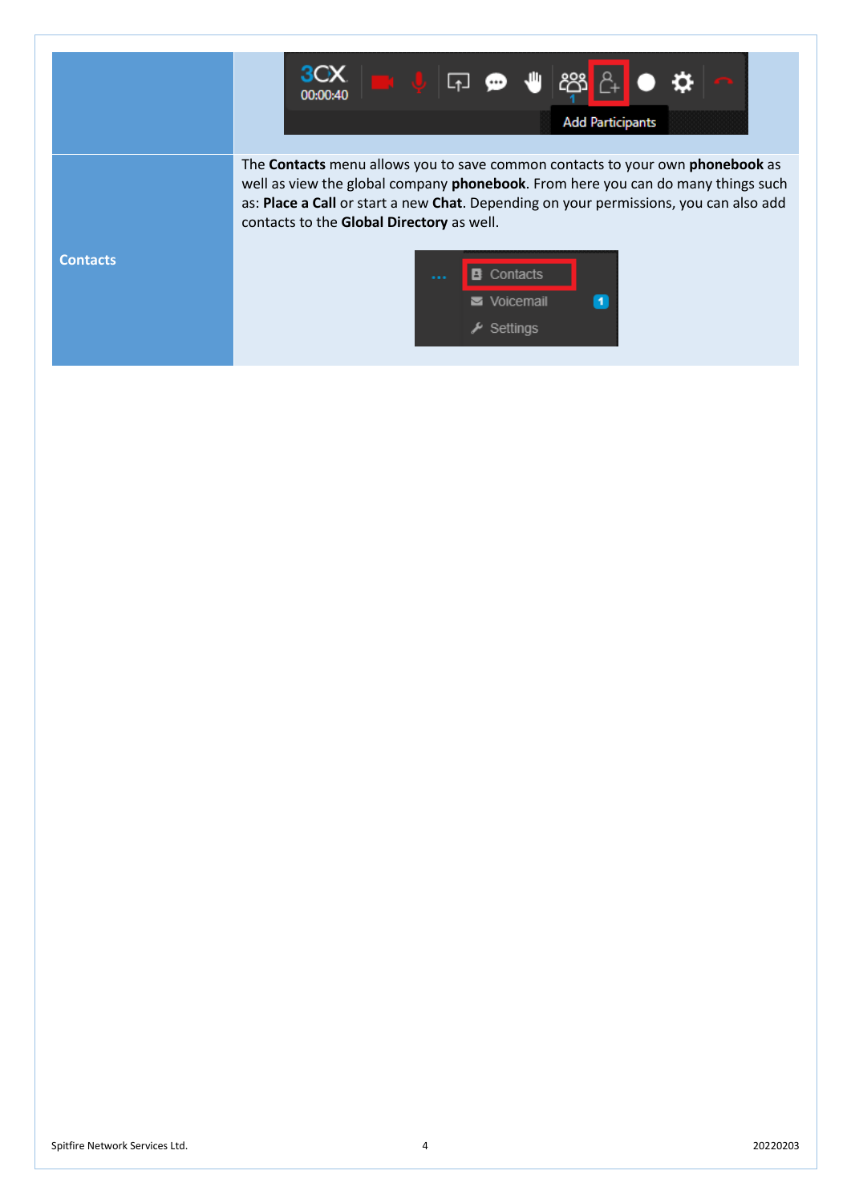| | |
|---|---|
| | |
| **Contacts** | The **Contacts** menu allows you to save common contacts to your own **phonebook** as well as view the global company **phonebook**. From here you can do many things such as: **Place a Call** or start a new **Chat**. Depending on your permissions, you can also add contacts to the **Global Directory** as well. |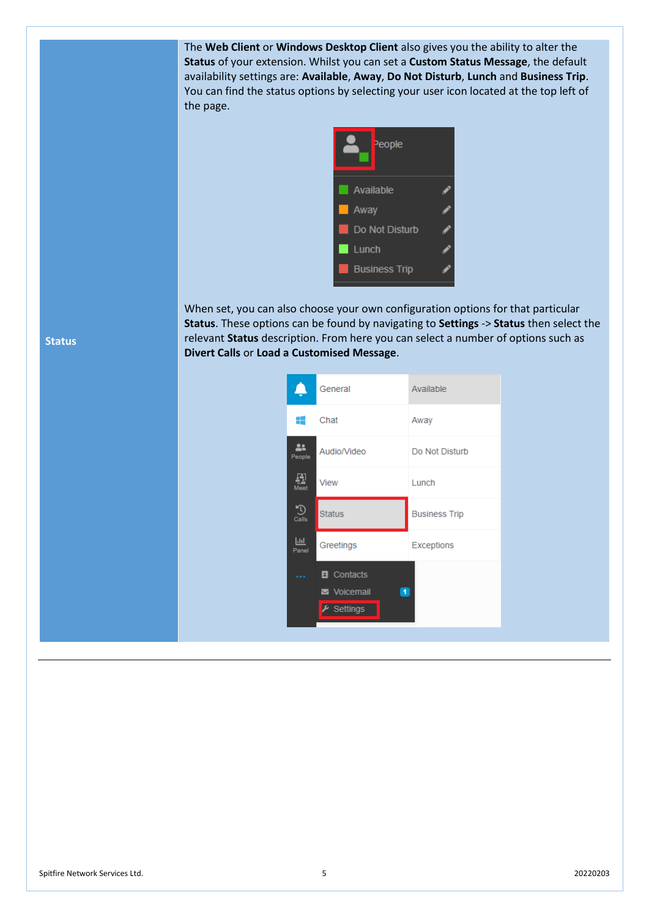| | |
|---|---|
| **Status** | The **Web Client** or **Windows Desktop Client** also gives you the ability to alter the **Status** of your extension. Whilst you can set a **Custom Status Message**, the default availability settings are: **Available**, **Away**, **Do Not Disturb**, **Lunch** and **Business Trip**. You can find the status options by selecting your user icon located at the top left of the page. <br><br> When set, you can also choose your own configuration options for that particular **Status**. These options can be found by navigating to **Settings** -> **Status** then select the relevant **Status** description. From here you can select a number of options such as **Divert Calls** or **Load a Customised Message**. |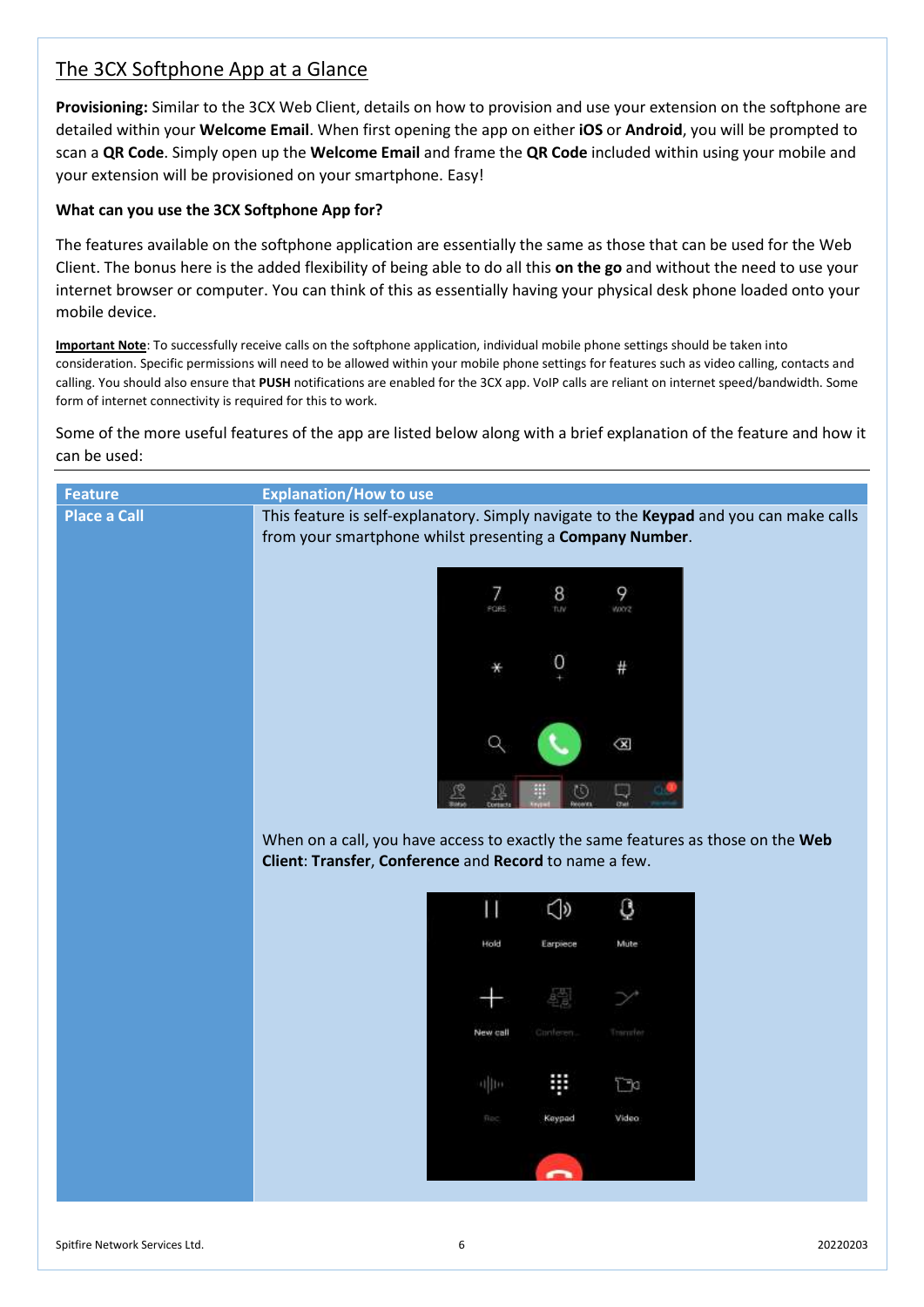## The 3CX Softphone App at a Glance

**Provisioning:** Similar to the 3CX Web Client, details on how to provision and use your extension on the softphone are detailed within your **Welcome Email**. When first opening the app on either **iOS** or **Android**, you will be prompted to scan a **QR Code**. Simply open up the **Welcome Email** and frame the **QR Code** included within using your mobile and your extension will be provisioned on your smartphone. Easy!

**What can you use the 3CX Softphone App for?**

The features available on the softphone application are essentially the same as those that can be used for the Web Client. The bonus here is the added flexibility of being able to do all this **on the go** and without the need to use your internet browser or computer. You can think of this as essentially having your physical desk phone loaded onto your mobile device.

**Important Note**: To successfully receive calls on the softphone application, individual mobile phone settings should be taken into consideration. Specific permissions will need to be allowed within your mobile phone settings for features such as video calling, contacts and calling. You should also ensure that **PUSH** notifications are enabled for the 3CX app. VoIP calls are reliant on internet speed/bandwidth. Some form of internet connectivity is required for this to work.

Some of the more useful features of the app are listed below along with a brief explanation of the feature and how it can be used:

| Feature | Explanation/How to use |
| --- | --- |
| **Place a Call** | This feature is self-explanatory. Simply navigate to the **Keypad** and you can make calls from your smartphone whilst presenting a **Company Number**. When on a call, you have access to exactly the same features as those on the **Web Client**: **Transfer**, **Conference** and **Record** to name a few. |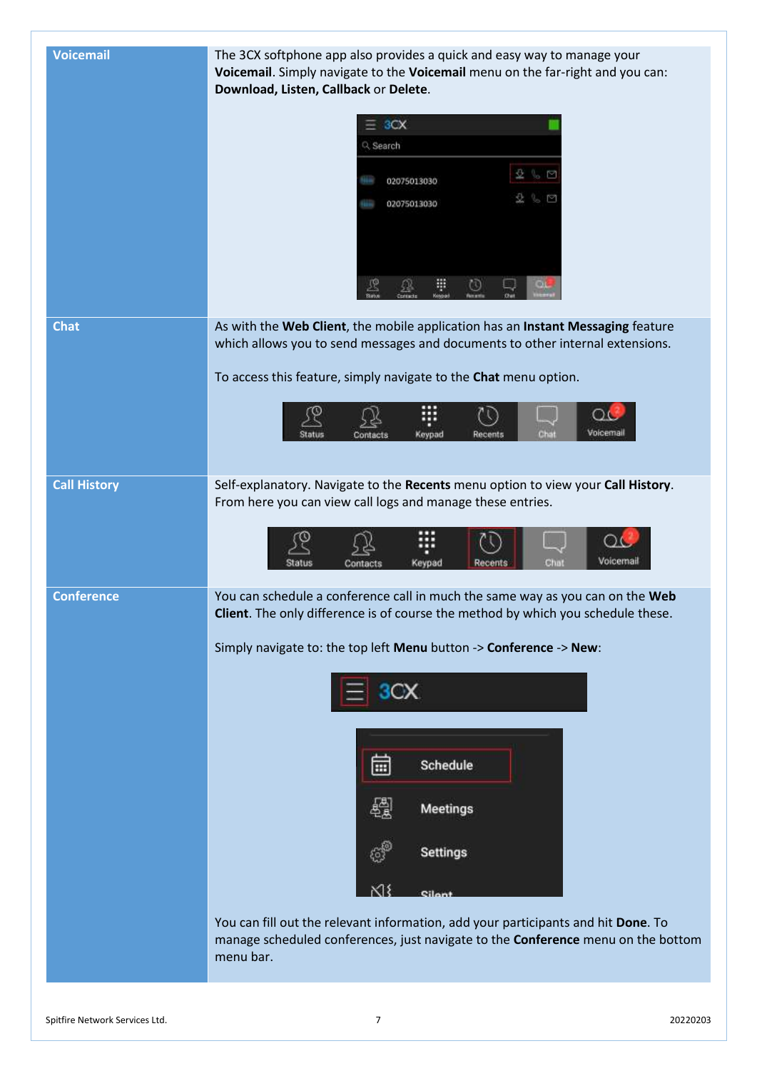| | |
|---|---|
| **Voicemail** | The 3CX softphone app also provides a quick and easy way to manage your **Voicemail**. Simply navigate to the **Voicemail** menu on the far-right and you can: **Download, Listen, Callback** or **Delete**. |
| **Chat** | As with the **Web Client**, the mobile application has an **Instant Messaging** feature which allows you to send messages and documents to other internal extensions.<br><br>To access this feature, simply navigate to the **Chat** menu option. |
| **Call History** | Self-explanatory. Navigate to the **Recents** menu option to view your **Call History**. From here you can view call logs and manage these entries. |
| **Conference** | You can schedule a conference call in much the same way as you can on the **Web Client**. The only difference is of course the method by which you schedule these.<br><br>Simply navigate to: the top left **Menu** button -> **Conference** -> **New**:<br><br>You can fill out the relevant information, add your participants and hit **Done**. To manage scheduled conferences, just navigate to the **Conference** menu on the bottom menu bar. |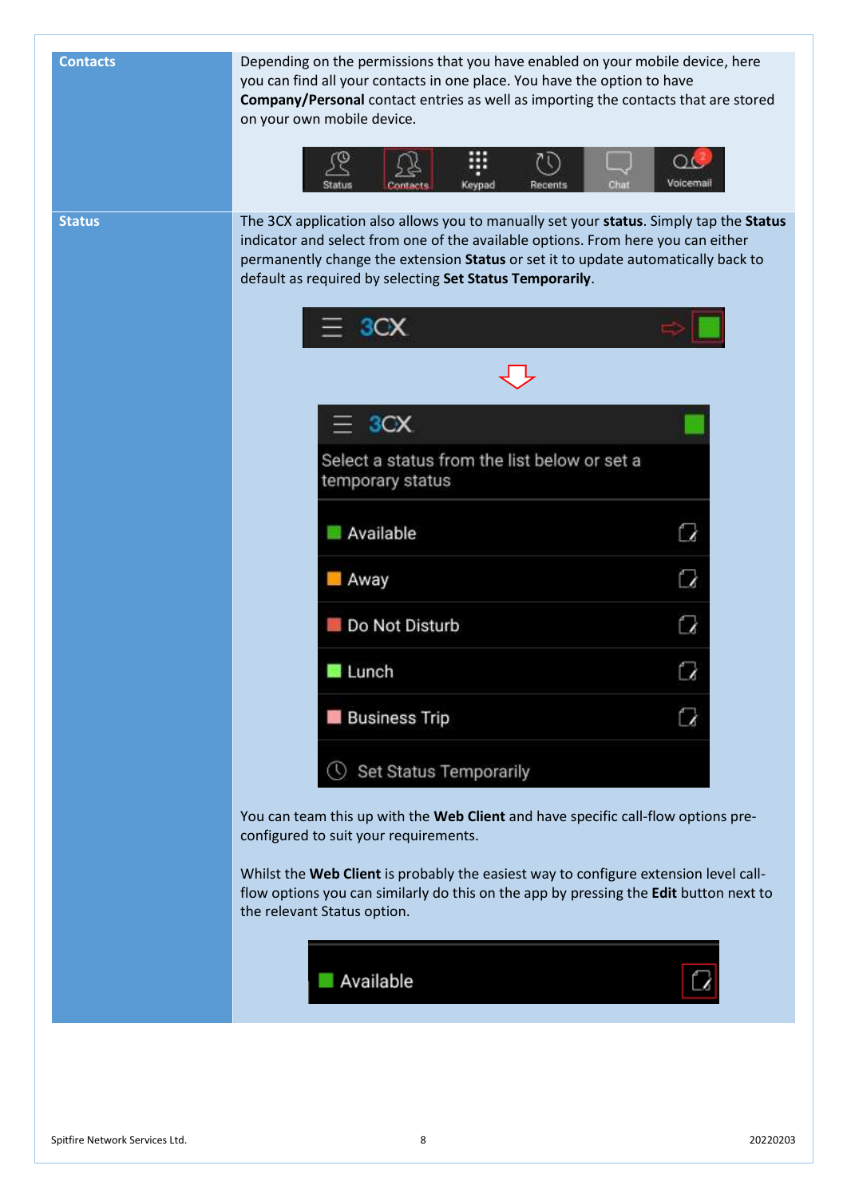| | |
|---|---|
| **Contacts** | Depending on the permissions that you have enabled on your mobile device, here you can find all your contacts in one place. You have the option to have **Company/Personal** contact entries as well as importing the contacts that are stored on your own mobile device. |
| **Status** | The 3CX application also allows you to manually set your **status**. Simply tap the **Status** indicator and select from one of the available options. From here you can either permanently change the extension **Status** or set it to update automatically back to default as required by selecting **Set Status Temporarily**.<br><br>You can team this up with the **Web Client** and have specific call-flow options pre-configured to suit your requirements.<br><br>Whilst the **Web Client** is probably the easiest way to configure extension level call-flow options you can similarly do this on the app by pressing the **Edit** button next to the relevant Status option. |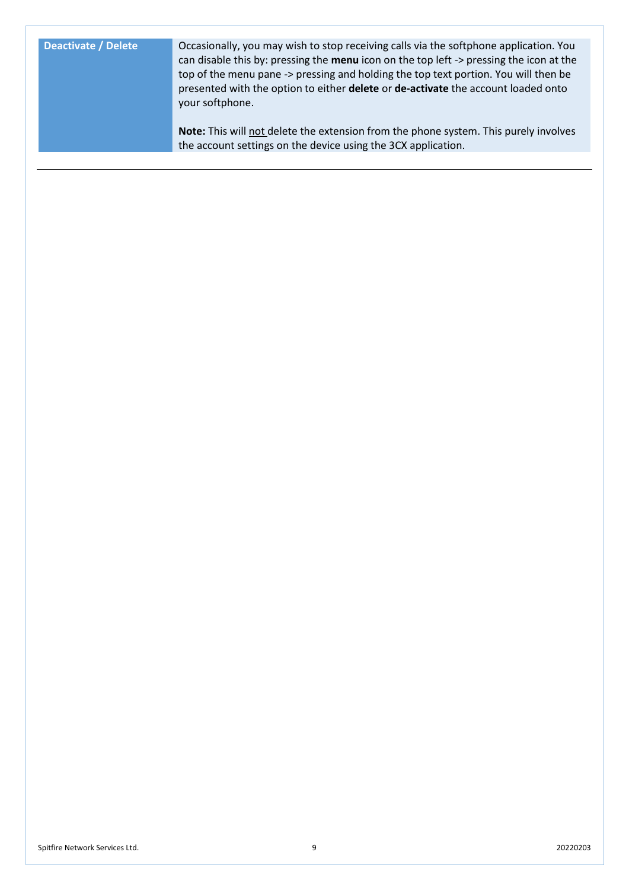| Deactivate / Delete | Occasionally, you may wish to stop receiving calls via the softphone application. You can disable this by: pressing the **menu** icon on the top left -> pressing the icon at the top of the menu pane -> pressing and holding the top text portion. You will then be presented with the option to either **delete** or **de-activate** the account loaded onto your softphone.<br><br>**Note:** This will <u>not</u> delete the extension from the phone system. This purely involves the account settings on the device using the 3CX application. |
| --- | --- |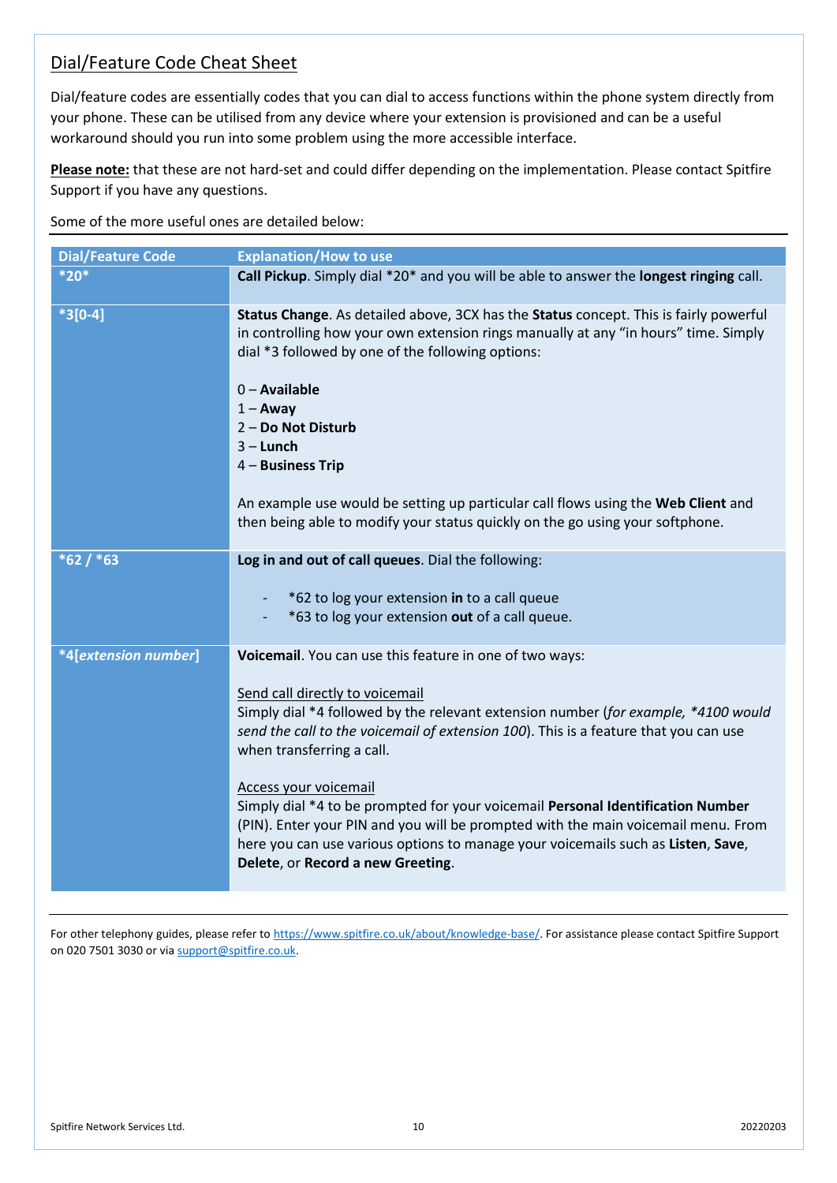## Dial/Feature Code Cheat Sheet

Dial/feature codes are essentially codes that you can dial to access functions within the phone system directly from your phone. These can be utilised from any device where your extension is provisioned and can be a useful workaround should you run into some problem using the more accessible interface.

**Please note:** that these are not hard-set and could differ depending on the implementation. Please contact Spitfire Support if you have any questions.

Some of the more useful ones are detailed below:

| Dial/Feature Code | Explanation/How to use |
|---|---|
| **\*20\*** | **Call Pickup**. Simply dial \*20\* and you will be able to answer the **longest ringing** call. |
| **\*3[0-4]** | **Status Change**. As detailed above, 3CX has the **Status** concept. This is fairly powerful in controlling how your own extension rings manually at any "in hours" time. Simply dial \*3 followed by one of the following options:<br><br>0 – **Available**<br>1 – **Away**<br>2 – **Do Not Disturb**<br>3 – **Lunch**<br>4 – **Business Trip**<br><br>An example use would be setting up particular call flows using the **Web Client** and then being able to modify your status quickly on the go using your softphone. |
| **\*62 / \*63** | **Log in and out of call queues**. Dial the following:<br><br>- \*62 to log your extension **in** to a call queue<br>- \*63 to log your extension **out** of a call queue. |
| **\*4[*extension number*]** | **Voicemail**. You can use this feature in one of two ways:<br><br>Send call directly to voicemail<br>Simply dial \*4 followed by the relevant extension number (*for example, \*4100 would send the call to the voicemail of extension 100*). This is a feature that you can use when transferring a call.<br><br>Access your voicemail<br>Simply dial \*4 to be prompted for your voicemail **Personal Identification Number** (PIN). Enter your PIN and you will be prompted with the main voicemail menu. From here you can use various options to manage your voicemails such as **Listen**, **Save**, **Delete**, or **Record a new Greeting**. |

For other telephony guides, please refer to https://www.spitfire.co.uk/about/knowledge-base/. For assistance please contact Spitfire Support on 020 7501 3030 or via support@spitfire.co.uk.